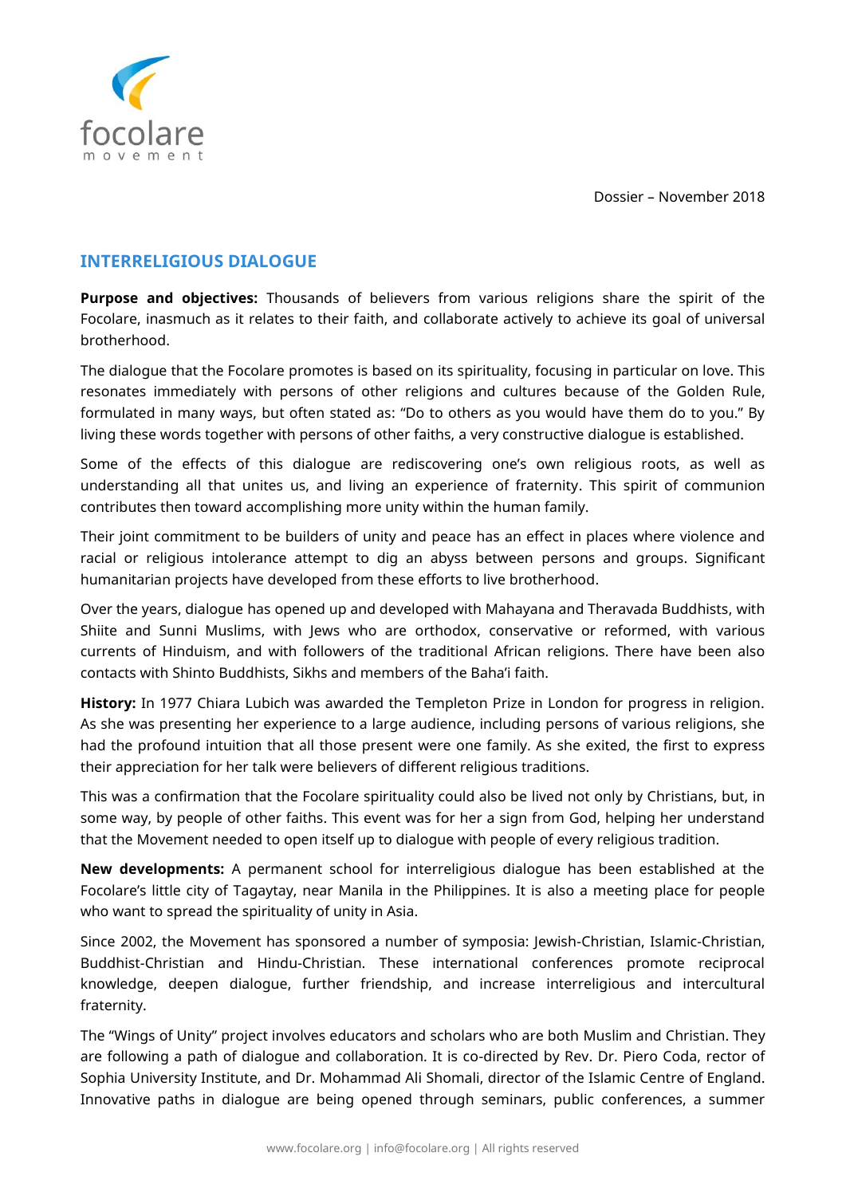Dossier – November 2018

## INTERRELIGIOUS DIALOGUE

**Purpose and objectives:** Thousands of believers from various religions share the spirit of the Focolare, inasmuch as it relates to their faith, and collaborate actively to achieve its goal of universal brotherhood.

The dialogue that the Focolare promotes is based on its spirituality, focusing in particular on love. This resonates immediately with persons of other religions and cultures because of the Golden Rule, formulated in many ways, but often stated as: "Do to others as you would have them do to you." By living these words together with persons of other faiths, a very constructive dialogue is established.

Some of the effects of this dialogue are rediscovering one's own religious roots, as well as understanding all that unites us, and living an experience of fraternity. This spirit of communion contributes then toward accomplishing more unity within the human family.

Their joint commitment to be builders of unity and peace has an effect in places where violence and racial or religious intolerance attempt to dig an abyss between persons and groups. Significant humanitarian projects have developed from these efforts to live brotherhood.

Over the years, dialogue has opened up and developed with Mahayana and Theravada Buddhists, with Shiite and Sunni Muslims, with Jews who are orthodox, conservative or reformed, with various currents of Hinduism, and with followers of the traditional African religions. There have been also contacts with Shinto Buddhists, Sikhs and members of the Baha'i faith.

**History:** In 1977 Chiara Lubich was awarded the Templeton Prize in London for progress in religion. As she was presenting her experience to a large audience, including persons of various religions, she had the profound intuition that all those present were one family. As she exited, the first to express their appreciation for her talk were believers of different religious traditions.

This was a confirmation that the Focolare spirituality could also be lived not only by Christians, but, in some way, by people of other faiths. This event was for her a sign from God, helping her understand that the Movement needed to open itself up to dialogue with people of every religious tradition.

**New developments:** A permanent school for interreligious dialogue has been established at the Focolare's little city of Tagaytay, near Manila in the Philippines. It is also a meeting place for people who want to spread the spirituality of unity in Asia.

Since 2002, the Movement has sponsored a number of symposia: Jewish-Christian, Islamic-Christian, Buddhist-Christian and Hindu-Christian. These international conferences promote reciprocal knowledge, deepen dialogue, further friendship, and increase interreligious and intercultural fraternity.

The "Wings of Unity" project involves educators and scholars who are both Muslim and Christian. They are following a path of dialogue and collaboration. It is co-directed by Rev. Dr. Piero Coda, rector of Sophia University Institute, and Dr. Mohammad Ali Shomali, director of the Islamic Centre of England. Innovative paths in dialogue are being opened through seminars, public conferences, a summer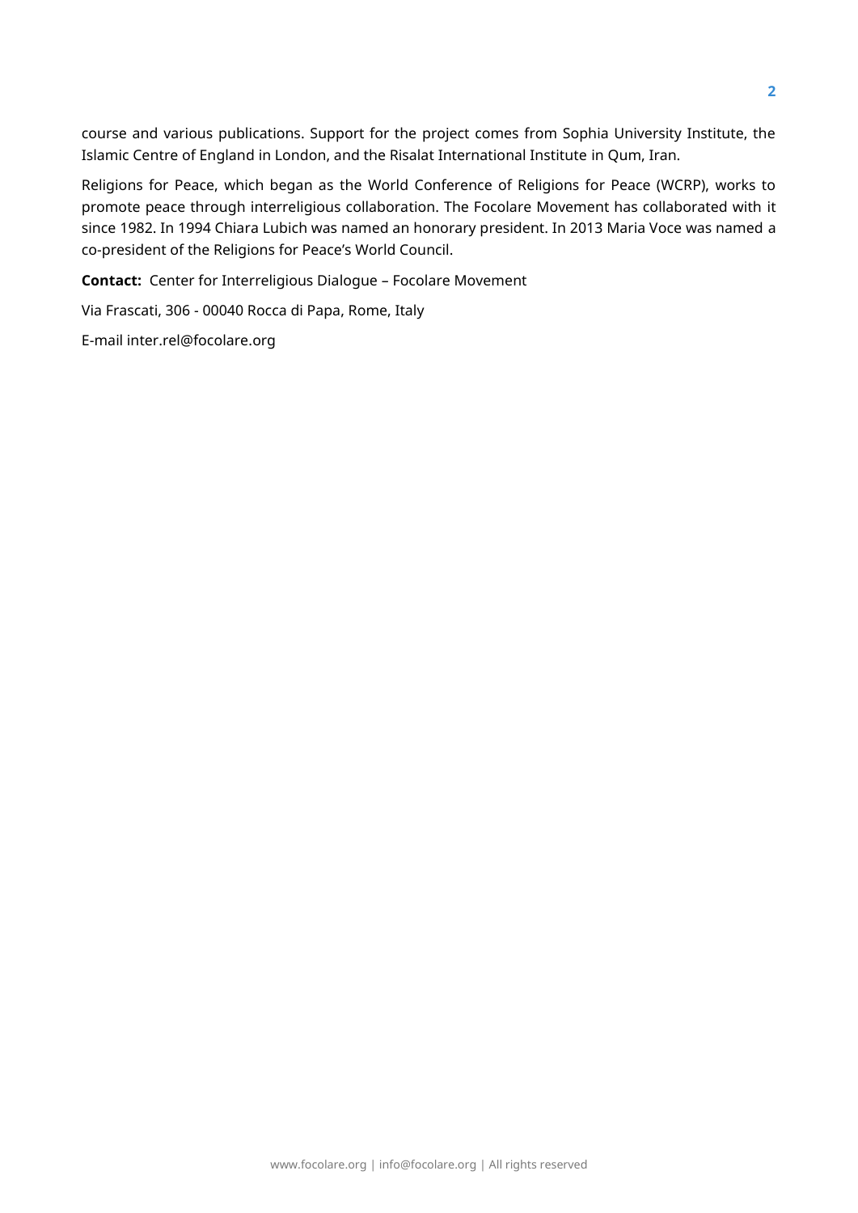course and various publications. Support for the project comes from Sophia University Institute, the Islamic Centre of England in London, and the Risalat International Institute in Qum, Iran.

Religions for Peace, which began as the World Conference of Religions for Peace (WCRP), works to promote peace through interreligious collaboration. The Focolare Movement has collaborated with it since 1982. In 1994 Chiara Lubich was named an honorary president. In 2013 Maria Voce was named a co-president of the Religions for Peace's World Council.

**Contact:** Center for Interreligious Dialogue – Focolare Movement

Via Frascati, 306 - 00040 Rocca di Papa, Rome, Italy

E-mail inter.rel@focolare.org